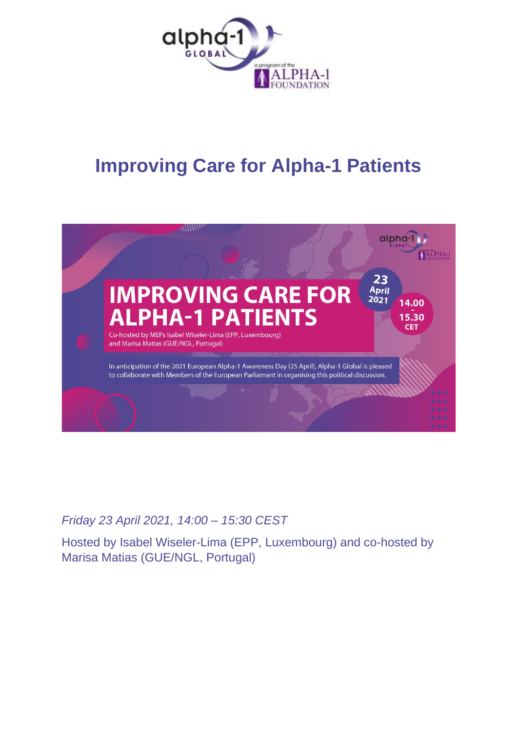# Improving Care for Alpha-1 Patients

IMPROVING CARE FOR ALPHA-1 PATIENTS

Co-hosted by MEPs Isabel Wiseler-Lima (EPP, Luxembourg) and Marisa Matias (GUE/NGL, Portugal)

23 April 2021

14.00 – 15.30 CET

In anticipation of the 2021 European Alpha-1 Awareness Day (25 April), Alpha-1 Global is pleased to collaborate with Members of the European Parliamant in organising this political discussion.

*Friday 23 April 2021, 14:00 – 15:30 CEST*

Hosted by Isabel Wiseler-Lima (EPP, Luxembourg) and co-hosted by Marisa Matias (GUE/NGL, Portugal)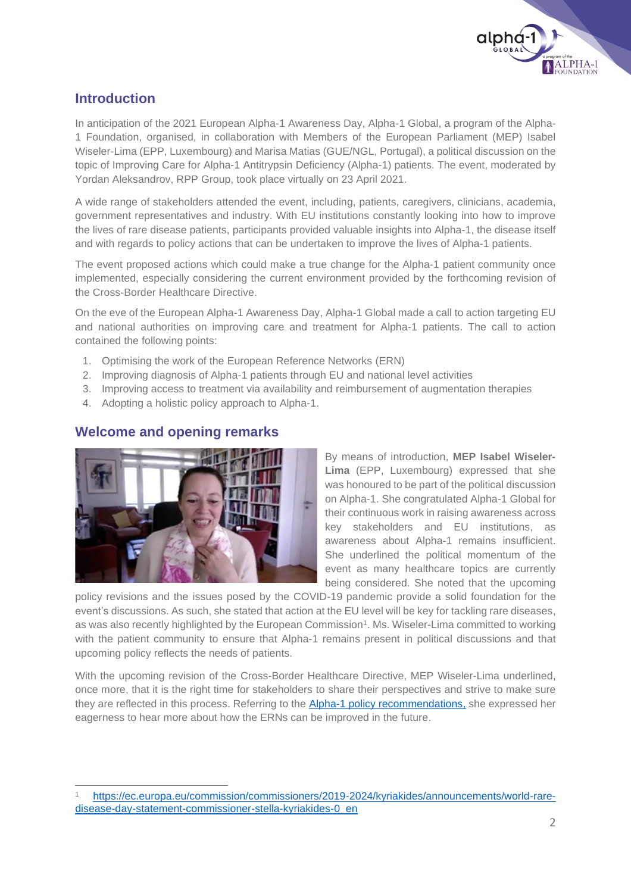## Introduction

In anticipation of the 2021 European Alpha-1 Awareness Day, Alpha-1 Global, a program of the Alpha-1 Foundation, organised, in collaboration with Members of the European Parliament (MEP) Isabel Wiseler-Lima (EPP, Luxembourg) and Marisa Matias (GUE/NGL, Portugal), a political discussion on the topic of Improving Care for Alpha-1 Antitrypsin Deficiency (Alpha-1) patients. The event, moderated by Yordan Aleksandrov, RPP Group, took place virtually on 23 April 2021.

A wide range of stakeholders attended the event, including, patients, caregivers, clinicians, academia, government representatives and industry. With EU institutions constantly looking into how to improve the lives of rare disease patients, participants provided valuable insights into Alpha-1, the disease itself and with regards to policy actions that can be undertaken to improve the lives of Alpha-1 patients.

The event proposed actions which could make a true change for the Alpha-1 patient community once implemented, especially considering the current environment provided by the forthcoming revision of the Cross-Border Healthcare Directive.

On the eve of the European Alpha-1 Awareness Day, Alpha-1 Global made a call to action targeting EU and national authorities on improving care and treatment for Alpha-1 patients. The call to action contained the following points:

1. Optimising the work of the European Reference Networks (ERN)
2. Improving diagnosis of Alpha-1 patients through EU and national level activities
3. Improving access to treatment via availability and reimbursement of augmentation therapies
4. Adopting a holistic policy approach to Alpha-1.

## Welcome and opening remarks

By means of introduction, **MEP Isabel Wiseler-Lima** (EPP, Luxembourg) expressed that she was honoured to be part of the political discussion on Alpha-1. She congratulated Alpha-1 Global for their continuous work in raising awareness across key stakeholders and EU institutions, as awareness about Alpha-1 remains insufficient. She underlined the political momentum of the event as many healthcare topics are currently being considered. She noted that the upcoming policy revisions and the issues posed by the COVID-19 pandemic provide a solid foundation for the event's discussions. As such, she stated that action at the EU level will be key for tackling rare diseases, as was also recently highlighted by the European Commission[1]. Ms. Wiseler-Lima committed to working with the patient community to ensure that Alpha-1 remains present in political discussions and that upcoming policy reflects the needs of patients.

With the upcoming revision of the Cross-Border Healthcare Directive, MEP Wiseler-Lima underlined, once more, that it is the right time for stakeholders to share their perspectives and strive to make sure they are reflected in this process. Referring to the Alpha-1 policy recommendations, she expressed her eagerness to hear more about how the ERNs can be improved in the future.

---

[1] https://ec.europa.eu/commission/commissioners/2019-2024/kyriakides/announcements/world-rare-disease-day-statement-commissioner-stella-kyriakides-0_en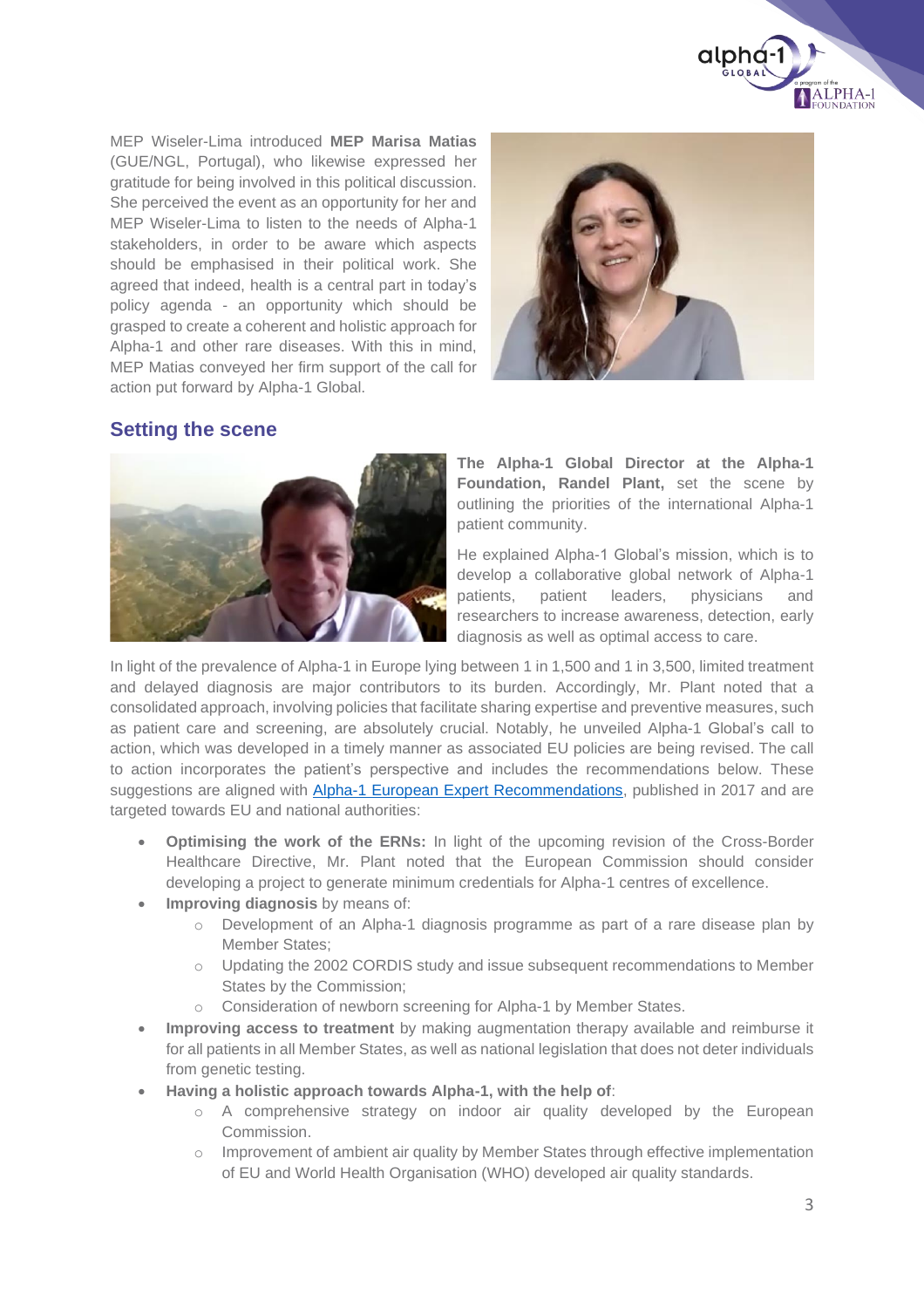MEP Wiseler-Lima introduced **MEP Marisa Matias** (GUE/NGL, Portugal), who likewise expressed her gratitude for being involved in this political discussion. She perceived the event as an opportunity for her and MEP Wiseler-Lima to listen to the needs of Alpha-1 stakeholders, in order to be aware which aspects should be emphasised in their political work. She agreed that indeed, health is a central part in today's policy agenda - an opportunity which should be grasped to create a coherent and holistic approach for Alpha-1 and other rare diseases. With this in mind, MEP Matias conveyed her firm support of the call for action put forward by Alpha-1 Global.

## Setting the scene

**The Alpha-1 Global Director at the Alpha-1 Foundation, Randel Plant,** set the scene by outlining the priorities of the international Alpha-1 patient community.

He explained Alpha-1 Global's mission, which is to develop a collaborative global network of Alpha-1 patients, patient leaders, physicians and researchers to increase awareness, detection, early diagnosis as well as optimal access to care.

In light of the prevalence of Alpha-1 in Europe lying between 1 in 1,500 and 1 in 3,500, limited treatment and delayed diagnosis are major contributors to its burden. Accordingly, Mr. Plant noted that a consolidated approach, involving policies that facilitate sharing expertise and preventive measures, such as patient care and screening, are absolutely crucial. Notably, he unveiled Alpha-1 Global's call to action, which was developed in a timely manner as associated EU policies are being revised. The call to action incorporates the patient's perspective and includes the recommendations below. These suggestions are aligned with Alpha-1 European Expert Recommendations, published in 2017 and are targeted towards EU and national authorities:

- **Optimising the work of the ERNs:** In light of the upcoming revision of the Cross-Border Healthcare Directive, Mr. Plant noted that the European Commission should consider developing a project to generate minimum credentials for Alpha-1 centres of excellence.
- **Improving diagnosis** by means of:
  - Development of an Alpha-1 diagnosis programme as part of a rare disease plan by Member States;
  - Updating the 2002 CORDIS study and issue subsequent recommendations to Member States by the Commission;
  - Consideration of newborn screening for Alpha-1 by Member States.
- **Improving access to treatment** by making augmentation therapy available and reimburse it for all patients in all Member States, as well as national legislation that does not deter individuals from genetic testing.
- **Having a holistic approach towards Alpha-1, with the help of**:
  - A comprehensive strategy on indoor air quality developed by the European Commission.
  - Improvement of ambient air quality by Member States through effective implementation of EU and World Health Organisation (WHO) developed air quality standards.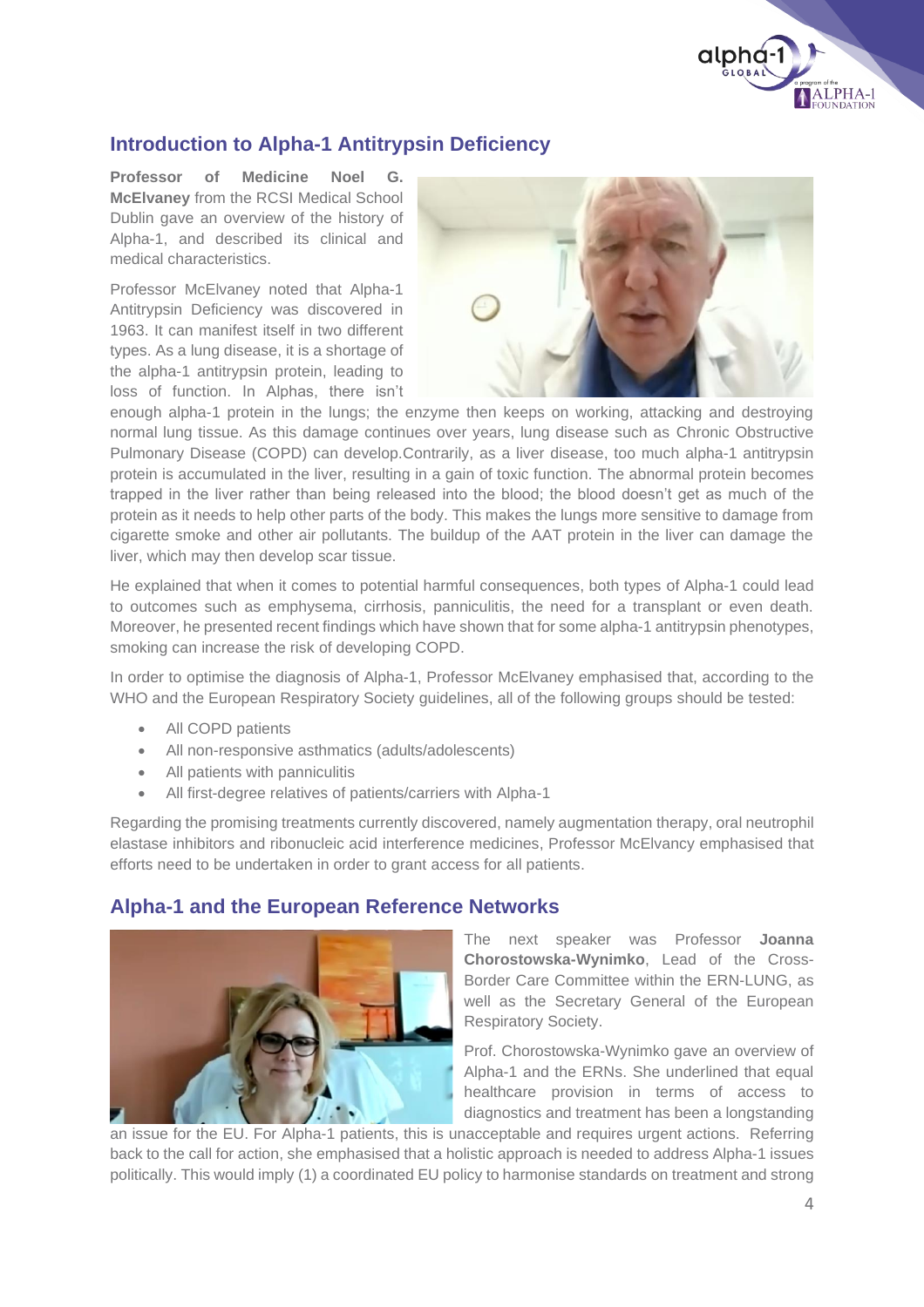## Introduction to Alpha-1 Antitrypsin Deficiency

**Professor of Medicine Noel G. McElvaney** from the RCSI Medical School Dublin gave an overview of the history of Alpha-1, and described its clinical and medical characteristics.

Professor McElvaney noted that Alpha-1 Antitrypsin Deficiency was discovered in 1963. It can manifest itself in two different types. As a lung disease, it is a shortage of the alpha-1 antitrypsin protein, leading to loss of function. In Alphas, there isn't enough alpha-1 protein in the lungs; the enzyme then keeps on working, attacking and destroying normal lung tissue. As this damage continues over years, lung disease such as Chronic Obstructive Pulmonary Disease (COPD) can develop.Contrarily, as a liver disease, too much alpha-1 antitrypsin protein is accumulated in the liver, resulting in a gain of toxic function. The abnormal protein becomes trapped in the liver rather than being released into the blood; the blood doesn't get as much of the protein as it needs to help other parts of the body. This makes the lungs more sensitive to damage from cigarette smoke and other air pollutants. The buildup of the AAT protein in the liver can damage the liver, which may then develop scar tissue.

He explained that when it comes to potential harmful consequences, both types of Alpha-1 could lead to outcomes such as emphysema, cirrhosis, panniculitis, the need for a transplant or even death. Moreover, he presented recent findings which have shown that for some alpha-1 antitrypsin phenotypes, smoking can increase the risk of developing COPD.

In order to optimise the diagnosis of Alpha-1, Professor McElvaney emphasised that, according to the WHO and the European Respiratory Society guidelines, all of the following groups should be tested:

- All COPD patients
- All non-responsive asthmatics (adults/adolescents)
- All patients with panniculitis
- All first-degree relatives of patients/carriers with Alpha-1

Regarding the promising treatments currently discovered, namely augmentation therapy, oral neutrophil elastase inhibitors and ribonucleic acid interference medicines, Professor McElvancy emphasised that efforts need to be undertaken in order to grant access for all patients.

## Alpha-1 and the European Reference Networks

The next speaker was Professor **Joanna Chorostowska-Wynimko**, Lead of the Cross-Border Care Committee within the ERN-LUNG, as well as the Secretary General of the European Respiratory Society.

Prof. Chorostowska-Wynimko gave an overview of Alpha-1 and the ERNs. She underlined that equal healthcare provision in terms of access to diagnostics and treatment has been a longstanding an issue for the EU. For Alpha-1 patients, this is unacceptable and requires urgent actions. Referring back to the call for action, she emphasised that a holistic approach is needed to address Alpha-1 issues politically. This would imply (1) a coordinated EU policy to harmonise standards on treatment and strong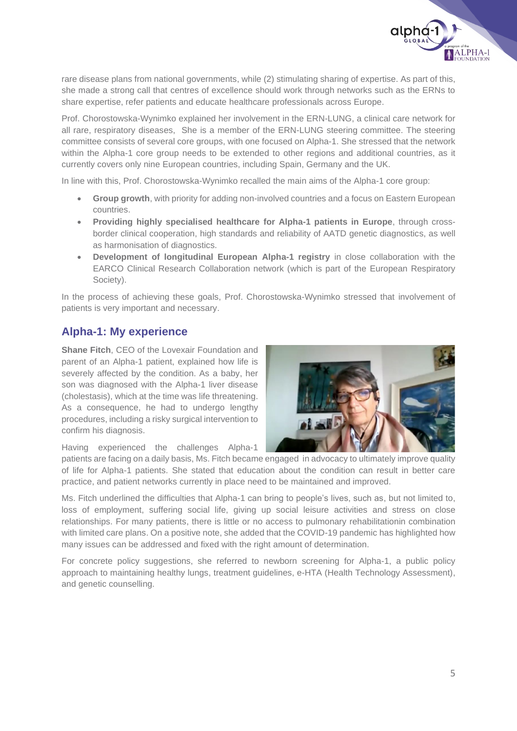rare disease plans from national governments, while (2) stimulating sharing of expertise. As part of this, she made a strong call that centres of excellence should work through networks such as the ERNs to share expertise, refer patients and educate healthcare professionals across Europe.

Prof. Chorostowska-Wynimko explained her involvement in the ERN-LUNG, a clinical care network for all rare, respiratory diseases, She is a member of the ERN-LUNG steering committee. The steering committee consists of several core groups, with one focused on Alpha-1. She stressed that the network within the Alpha-1 core group needs to be extended to other regions and additional countries, as it currently covers only nine European countries, including Spain, Germany and the UK.

In line with this, Prof. Chorostowska-Wynimko recalled the main aims of the Alpha-1 core group:

- **Group growth**, with priority for adding non-involved countries and a focus on Eastern European countries.
- **Providing highly specialised healthcare for Alpha-1 patients in Europe**, through cross-border clinical cooperation, high standards and reliability of AATD genetic diagnostics, as well as harmonisation of diagnostics.
- **Development of longitudinal European Alpha-1 registry** in close collaboration with the EARCO Clinical Research Collaboration network (which is part of the European Respiratory Society).

In the process of achieving these goals, Prof. Chorostowska-Wynimko stressed that involvement of patients is very important and necessary.

## Alpha-1: My experience

**Shane Fitch**, CEO of the Lovexair Foundation and parent of an Alpha-1 patient, explained how life is severely affected by the condition. As a baby, her son was diagnosed with the Alpha-1 liver disease (cholestasis), which at the time was life threatening. As a consequence, he had to undergo lengthy procedures, including a risky surgical intervention to confirm his diagnosis.

Having experienced the challenges Alpha-1 patients are facing on a daily basis, Ms. Fitch became engaged in advocacy to ultimately improve quality of life for Alpha-1 patients. She stated that education about the condition can result in better care practice, and patient networks currently in place need to be maintained and improved.

Ms. Fitch underlined the difficulties that Alpha-1 can bring to people's lives, such as, but not limited to, loss of employment, suffering social life, giving up social leisure activities and stress on close relationships. For many patients, there is little or no access to pulmonary rehabilitationin combination with limited care plans. On a positive note, she added that the COVID-19 pandemic has highlighted how many issues can be addressed and fixed with the right amount of determination.

For concrete policy suggestions, she referred to newborn screening for Alpha-1, a public policy approach to maintaining healthy lungs, treatment guidelines, e-HTA (Health Technology Assessment), and genetic counselling.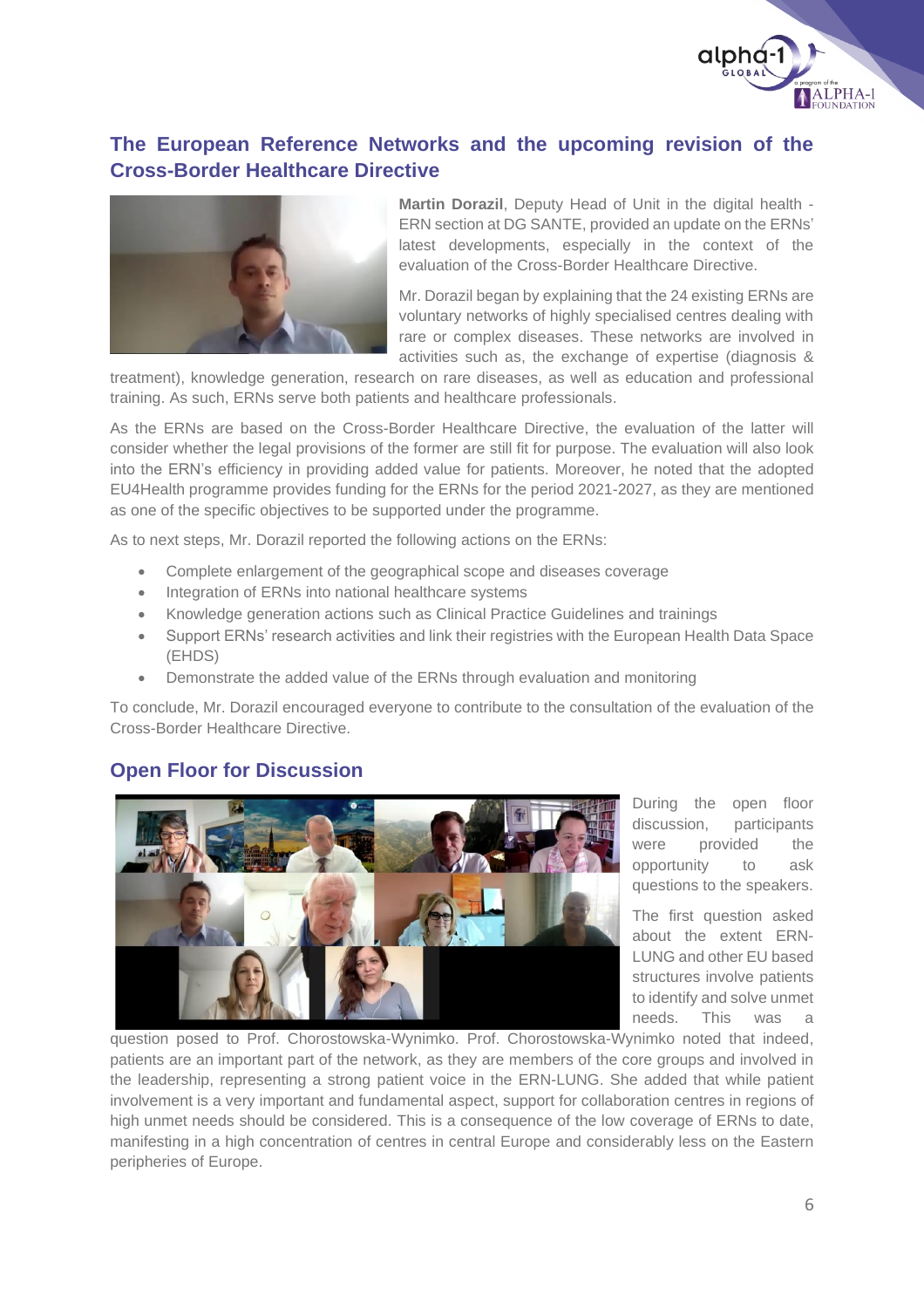## The European Reference Networks and the upcoming revision of the Cross-Border Healthcare Directive

**Martin Dorazil**, Deputy Head of Unit in the digital health - ERN section at DG SANTE, provided an update on the ERNs' latest developments, especially in the context of the evaluation of the Cross-Border Healthcare Directive.

Mr. Dorazil began by explaining that the 24 existing ERNs are voluntary networks of highly specialised centres dealing with rare or complex diseases. These networks are involved in activities such as, the exchange of expertise (diagnosis & treatment), knowledge generation, research on rare diseases, as well as education and professional training. As such, ERNs serve both patients and healthcare professionals.

As the ERNs are based on the Cross-Border Healthcare Directive, the evaluation of the latter will consider whether the legal provisions of the former are still fit for purpose. The evaluation will also look into the ERN's efficiency in providing added value for patients. Moreover, he noted that the adopted EU4Health programme provides funding for the ERNs for the period 2021-2027, as they are mentioned as one of the specific objectives to be supported under the programme.

As to next steps, Mr. Dorazil reported the following actions on the ERNs:

- Complete enlargement of the geographical scope and diseases coverage
- Integration of ERNs into national healthcare systems
- Knowledge generation actions such as Clinical Practice Guidelines and trainings
- Support ERNs' research activities and link their registries with the European Health Data Space (EHDS)
- Demonstrate the added value of the ERNs through evaluation and monitoring

To conclude, Mr. Dorazil encouraged everyone to contribute to the consultation of the evaluation of the Cross-Border Healthcare Directive.

## Open Floor for Discussion

During the open floor discussion, participants were provided the opportunity to ask questions to the speakers.

The first question asked about the extent ERN-LUNG and other EU based structures involve patients to identify and solve unmet needs. This was a question posed to Prof. Chorostowska-Wynimko. Prof. Chorostowska-Wynimko noted that indeed, patients are an important part of the network, as they are members of the core groups and involved in the leadership, representing a strong patient voice in the ERN-LUNG. She added that while patient involvement is a very important and fundamental aspect, support for collaboration centres in regions of high unmet needs should be considered. This is a consequence of the low coverage of ERNs to date, manifesting in a high concentration of centres in central Europe and considerably less on the Eastern peripheries of Europe.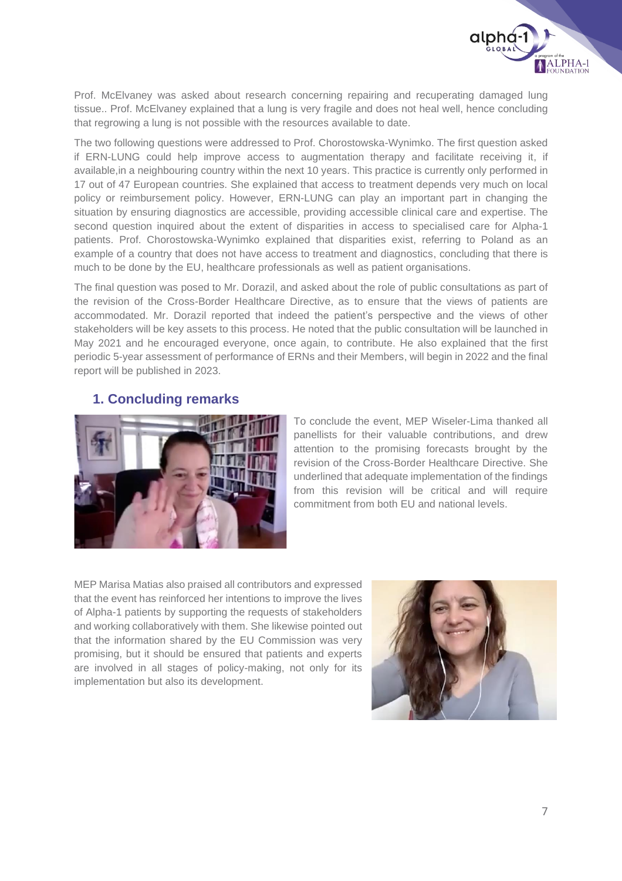Prof. McElvaney was asked about research concerning repairing and recuperating damaged lung tissue.. Prof. McElvaney explained that a lung is very fragile and does not heal well, hence concluding that regrowing a lung is not possible with the resources available to date.

The two following questions were addressed to Prof. Chorostowska-Wynimko. The first question asked if ERN-LUNG could help improve access to augmentation therapy and facilitate receiving it, if available,in a neighbouring country within the next 10 years. This practice is currently only performed in 17 out of 47 European countries. She explained that access to treatment depends very much on local policy or reimbursement policy. However, ERN-LUNG can play an important part in changing the situation by ensuring diagnostics are accessible, providing accessible clinical care and expertise. The second question inquired about the extent of disparities in access to specialised care for Alpha-1 patients. Prof. Chorostowska-Wynimko explained that disparities exist, referring to Poland as an example of a country that does not have access to treatment and diagnostics, concluding that there is much to be done by the EU, healthcare professionals as well as patient organisations.

The final question was posed to Mr. Dorazil, and asked about the role of public consultations as part of the revision of the Cross-Border Healthcare Directive, as to ensure that the views of patients are accommodated. Mr. Dorazil reported that indeed the patient's perspective and the views of other stakeholders will be key assets to this process. He noted that the public consultation will be launched in May 2021 and he encouraged everyone, once again, to contribute. He also explained that the first periodic 5-year assessment of performance of ERNs and their Members, will begin in 2022 and the final report will be published in 2023.

## 1. Concluding remarks

To conclude the event, MEP Wiseler-Lima thanked all panellists for their valuable contributions, and drew attention to the promising forecasts brought by the revision of the Cross-Border Healthcare Directive. She underlined that adequate implementation of the findings from this revision will be critical and will require commitment from both EU and national levels.

MEP Marisa Matias also praised all contributors and expressed that the event has reinforced her intentions to improve the lives of Alpha-1 patients by supporting the requests of stakeholders and working collaboratively with them. She likewise pointed out that the information shared by the EU Commission was very promising, but it should be ensured that patients and experts are involved in all stages of policy-making, not only for its implementation but also its development.